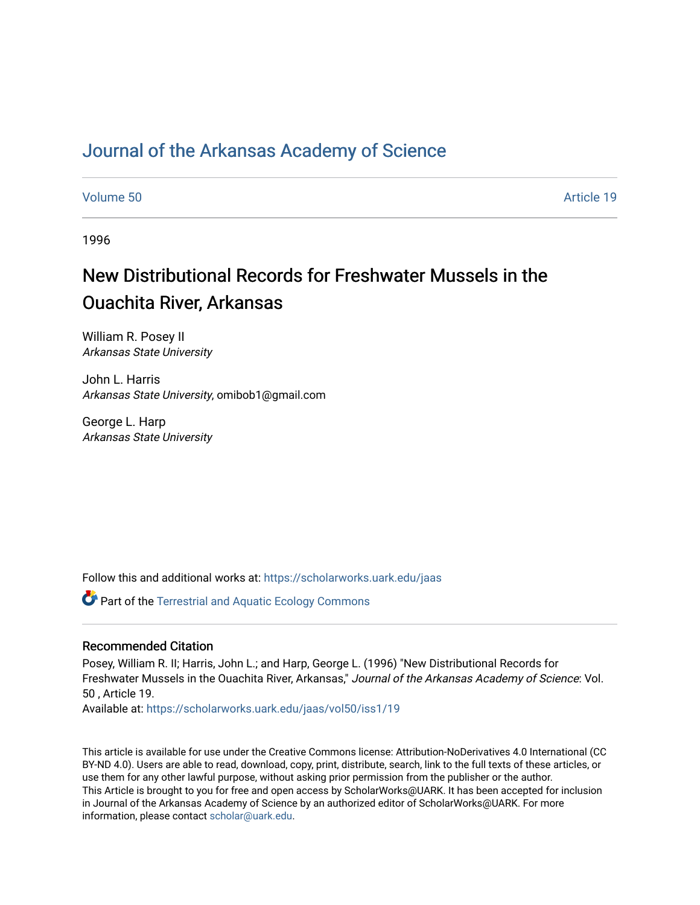# Journal of the Arkansas Academy of Science

Volume 50 Article 19

1996

## New Distributional Records for Freshwater Mussels in the Ouachita River, Arkansas

William R. Posey II
*Arkansas State University*

John L. Harris
*Arkansas State University*, omibob1@gmail.com

George L. Harp
*Arkansas State University*

Follow this and additional works at: https://scholarworks.uark.edu/jaas

Part of the Terrestrial and Aquatic Ecology Commons

### Recommended Citation

Posey, William R. II; Harris, John L.; and Harp, George L. (1996) "New Distributional Records for Freshwater Mussels in the Ouachita River, Arkansas," *Journal of the Arkansas Academy of Science*: Vol. 50 , Article 19.
Available at: https://scholarworks.uark.edu/jaas/vol50/iss1/19

This article is available for use under the Creative Commons license: Attribution-NoDerivatives 4.0 International (CC BY-ND 4.0). Users are able to read, download, copy, print, distribute, search, link to the full texts of these articles, or use them for any other lawful purpose, without asking prior permission from the publisher or the author.
This Article is brought to you for free and open access by ScholarWorks@UARK. It has been accepted for inclusion in Journal of the Arkansas Academy of Science by an authorized editor of ScholarWorks@UARK. For more information, please contact scholar@uark.edu.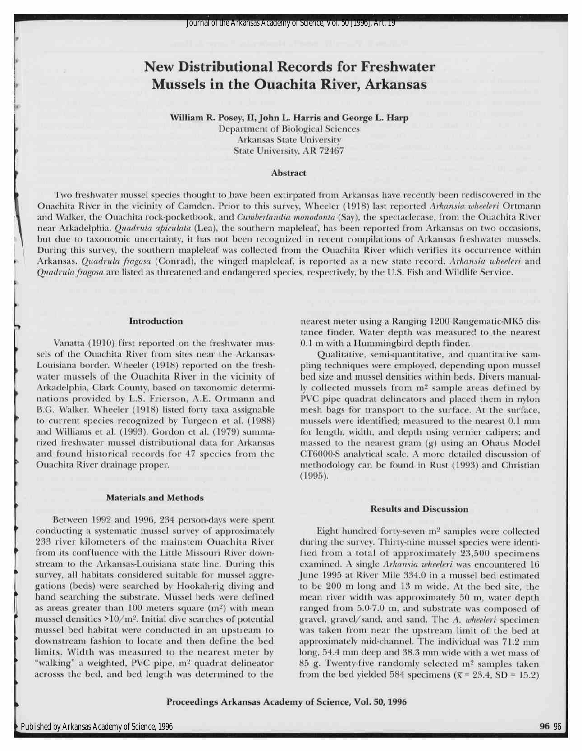# New Distributional Records for Freshwater Mussels in the Ouachita River, Arkansas

**William R. Posey, II, John L. Harris and George L. Harp**
Department of Biological Sciences
Arkansas State University
State University, AR 72467

## Abstract

Two freshwater mussel species thought to have been extirpated from Arkansas have recently been rediscovered in the Ouachita River in the vicinity of Camden. Prior to this survey, Wheeler (1918) last reported *Arkansia wheeleri* Ortmann and Walker, the Ouachita rock-pocketbook, and *Cumberlandia monodonta* (Say), the spectaclecase, from the Ouachita River near Arkadelphia. *Quadrula apiculata* (Lea), the southern mapleleaf, has been reported from Arkansas on two occasions, but due to taxonomic uncertainty, it has not been recognized in recent compilations of Arkansas freshwater mussels. During this survey, the southern mapleleaf was collected from the Ouachita River which verifies its occurrence within Arkansas. *Quadrula fragosa* (Conrad), the winged mapleleaf, is reported as a new state record. *Arkansia wheeleri* and *Quadrula fragosa* are listed as threatened and endangered species, respectively, by the U.S. Fish and Wildlife Service.

## Introduction

Vanatta (1910) first reported on the freshwater mussels of the Ouachita River from sites near the Arkansas-Louisiana border. Wheeler (1918) reported on the freshwater mussels of the Ouachita River in the vicinity of Arkadelphia, Clark County, based on taxonomic determinations provided by L.S. Frierson, A.E. Ortmann and B.G. Walker. Wheeler (1918) listed forty taxa assignable to current species recognized by Turgeon et al. (1988) and Williams et al. (1993). Gordon et al. (1979) summarized freshwater mussel distributional data for Arkansas and found historical records for 47 species from the Ouachita River drainage proper.

## Materials and Methods

Between 1992 and 1996, 234 person-days were spent conducting a systematic mussel survey of approximately 233 river kilometers of the mainstem Ouachita River from its confluence with the Little Missouri River downstream to the Arkansas-Louisiana state line. During this survey, all habitats considered suitable for mussel aggregations (beds) were searched by Hookah-rig diving and hand searching the substrate. Mussel beds were defined as areas greater than 100 meters square ($m^2$) with mean mussel densities $>10/m^2$. Initial dive searches of potential mussel bed habitat were conducted in an upstream to downstream fashion to locate and then define the bed limits. Width was measured to the nearest meter by "walking" a weighted, PVC pipe, $m^2$ quadrat delineator acrosss the bed, and bed length was determined to the nearest meter using a Ranging 1200 Rangematic-MK5 distance finder. Water depth was measured to the nearest 0.1 m with a Hummingbird depth finder.

Qualitative, semi-quantitative, and quantitative sampling techniques were employed, depending upon mussel bed size and mussel densities within beds. Divers manually collected mussels from $m^2$ sample areas defined by PVC pipe quadrat delineators and placed them in nylon mesh bags for transport to the surface. At the surface, mussels were identified; measured to the nearest 0.1 mm for length, width, and depth using vernier calipers; and massed to the nearest gram (g) using an Ohaus Model CT6000-S analytical scale. A more detailed discussion of methodology can be found in Rust (1993) and Christian (1995).

## Results and Discussion

Eight hundred forty-seven $m^2$ samples were collected during the survey. Thirty-nine mussel species were identified from a total of approximately 23,500 specimens examined. A single *Arkansia wheeleri* was encountered 16 June 1995 at River Mile 334.0 in a mussel bed estimated to be 200 m long and 13 m wide. At the bed site, the mean river width was approximately 50 m, water depth ranged from 5.0-7.0 m, and substrate was composed of gravel, gravel/sand, and sand. The *A. wheeleri* specimen was taken from near the upstream limit of the bed at approximately mid-channel. The individual was 71.2 mm long, 54.4 mm deep and 38.3 mm wide with a wet mass of 85 g. Twenty-five randomly selected $m^2$ samples taken from the bed yielded 584 specimens ($\bar{x} = 23.4$, SD = 15.2)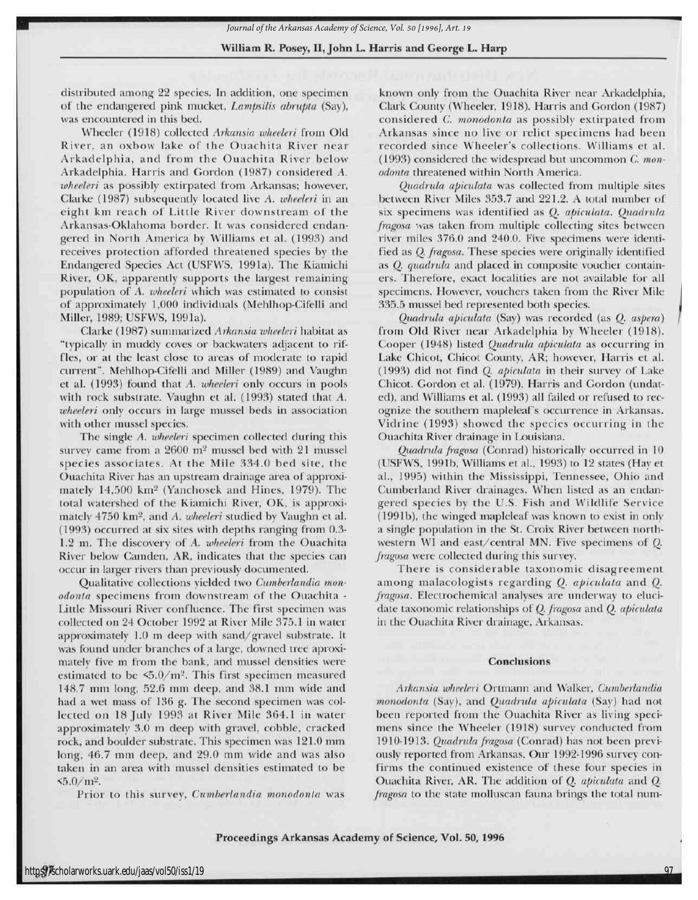distributed among 22 species. In addition, one specimen of the endangered pink mucket, *Lampsilis abrupta* (Say), was encountered in this bed.

Wheeler (1918) collected *Arkansia wheeleri* from Old River, an oxbow lake of the Ouachita River near Arkadelphia, and from the Ouachita River below Arkadelphia. Harris and Gordon (1987) considered *A. wheeleri* as possibly extirpated from Arkansas; however, Clarke (1987) subsequently located live *A. wheeleri* in an eight km reach of Little River downstream of the Arkansas-Oklahoma border. It was considered endangered in North America by Williams et al. (1993) and receives protection afforded threatened species by the Endangered Species Act (USFWS, 1991a). The Kiamichi River, OK, apparently supports the largest remaining population of *A. wheeleri* which was estimated to consist of approximately 1,000 individuals (Mehlhop-Cifelli and Miller, 1989; USFWS, 1991a).

Clarke (1987) summarized *Arkansia wheeleri* habitat as "typically in muddy coves or backwaters adjacent to riffles, or at the least close to areas of moderate to rapid current". Mehlhop-Cifelli and Miller (1989) and Vaughn et al. (1993) found that *A. wheeleri* only occurs in pools with rock substrate. Vaughn et al. (1993) stated that *A. wheeleri* only occurs in large mussel beds in association with other mussel species.

The single *A. wheeleri* specimen collected during this survey came from a 2600 $m^2$ mussel bed with 21 mussel species associates. At the Mile 334.0 bed site, the Ouachita River has an upstream drainage area of approximately 14,500 $km^2$ (Yanchosek and Hines, 1979). The total watershed of the Kiamichi River, OK, is approximately 4750 $km^2$, and *A. wheeleri* studied by Vaughn et al. (1993) occurred at six sites with depths ranging from 0.3-1.2 m. The discovery of *A. wheeleri* from the Ouachita River below Camden, AR, indicates that the species can occur in larger rivers than previously documented.

Qualitative collections yielded two *Cumberlandia monodonta* specimens from downstream of the Ouachita - Little Missouri River confluence. The first specimen was collected on 24 October 1992 at River Mile 375.1 in water approximately 1.0 m deep with sand/gravel substrate. It was found under branches of a large, downed tree aproximately five m from the bank, and mussel densities were estimated to be <5.0/$m^2$. This first specimen measured 148.7 mm long, 52.6 mm deep, and 38.1 mm wide and had a wet mass of 136 g. The second specimen was collected on 18 July 1993 at River Mile 364.1 in water approximately 3.0 m deep with gravel, cobble, cracked rock, and boulder substrate. This specimen was 121.0 mm long, 46.7 mm deep, and 29.0 mm wide and was also taken in an area with mussel densities estimated to be <5.0/$m^2$.

Prior to this survey, *Cumberlandia monodonta* was known only from the Ouachita River near Arkadelphia, Clark County (Wheeler, 1918). Harris and Gordon (1987) considered *C. monodonta* as possibly extirpated from Arkansas since no live or relict specimens had been recorded since Wheeler's collections. Williams et al. (1993) considered the widespread but uncommon *C. monodonta* threatened within North America.

*Quadrula apiculata* was collected from multiple sites between River Miles 353.7 and 221.2. A total number of six specimens was identified as *Q. apiculata*. *Quadrula fragosa* was taken from multiple collecting sites between river miles 376.0 and 240.0. Five specimens were identified as *Q. fragosa*. These species were originally identified as *Q. quadrula* and placed in composite voucher containers. Therefore, exact localities are not available for all specimens. However, vouchers taken from the River Mile 335.5 mussel bed represented both species.

*Quadrula apiculata* (Say) was recorded (as *Q. aspera*) from Old River near Arkadelphia by Wheeler (1918). Cooper (1948) listed *Quadrula apiculata* as occurring in Lake Chicot, Chicot County, AR; however, Harris et al. (1993) did not find *Q. apiculata* in their survey of Lake Chicot. Gordon et al. (1979), Harris and Gordon (undated), and Williams et al. (1993) all failed or refused to recognize the southern mapleleaf's occurrence in Arkansas. Vidrine (1993) showed the species occurring in the Ouachita River drainage in Louisiana.

*Quadrula fragosa* (Conrad) historically occurred in 10 (USFWS, 1991b, Williams et al., 1993) to 12 states (Hay et al., 1995) within the Mississippi, Tennessee, Ohio and Cumberland River drainages. When listed as an endangered species by the U.S. Fish and Wildlife Service (1991b), the winged mapleleaf was known to exist in only a single population in the St. Croix River between northwestern WI and east/central MN. Five specimens of *Q. fragosa* were collected during this survey.

There is considerable taxonomic disagreement among malacologists regarding *Q. apiculata* and *Q. fragosa*. Electrochemical analyses are underway to elucidate taxonomic relationships of *Q. fragosa* and *Q. apiculata* in the Ouachita River drainage, Arkansas.

## Conclusions

*Arkansia wheeleri* Ortmann and Walker, *Cumberlandia monodonta* (Say), and *Quadrula apiculata* (Say) had not been reported from the Ouachita River as living specimens since the Wheeler (1918) survey conducted from 1910-1913. *Quadrula fragosa* (Conrad) has not been previously reported from Arkansas. Our 1992-1996 survey confirms the continued existence of these four species in Ouachita River, AR. The addition of *Q. apiculata* and *Q. fragosa* to the state molluscan fauna brings the total num-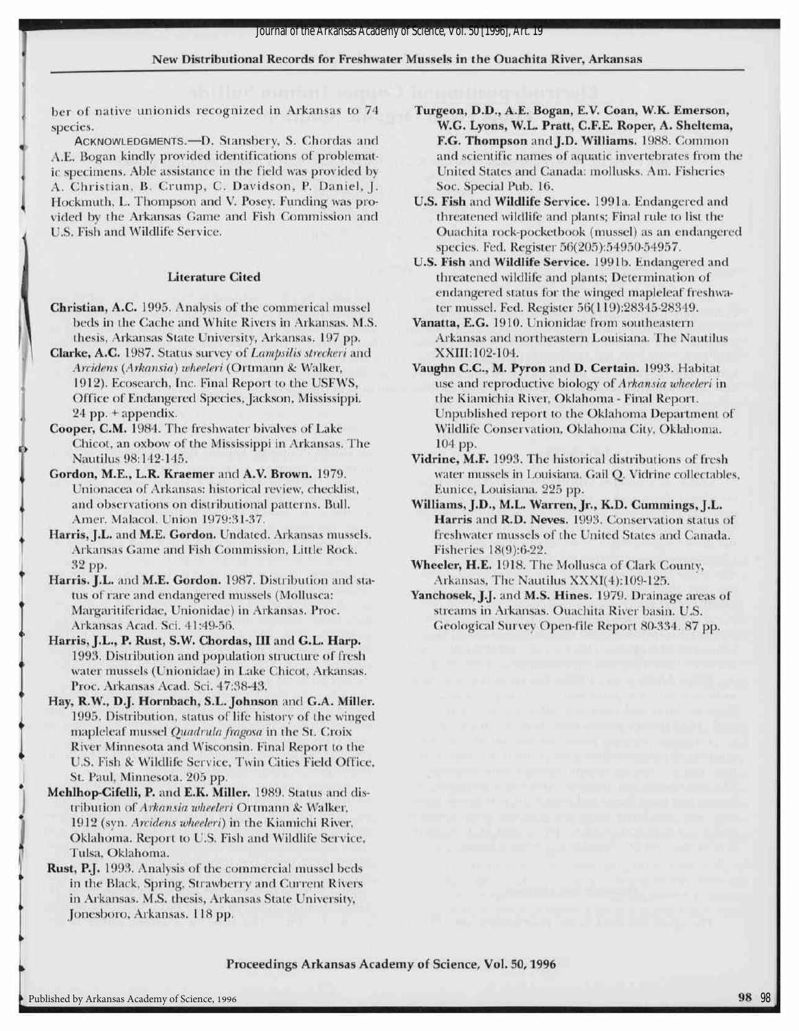ber of native unionids recognized in Arkansas to 74 species.

ACKNOWLEDGMENTS.—D. Stansbery, S. Chordas and A.E. Bogan kindly provided identifications of problematic specimens. Able assistance in the field was provided by A. Christian, B. Crump, C. Davidson, P. Daniel, J. Hockmuth, L. Thompson and V. Posey. Funding was provided by the Arkansas Game and Fish Commission and U.S. Fish and Wildlife Service.

## Literature Cited

**Christian, A.C.** 1995. Analysis of the commerical mussel beds in the Cache and White Rivers in Arkansas. M.S. thesis, Arkansas State University, Arkansas. 197 pp.

**Clarke, A.C.** 1987. Status survey of *Lampsilis streckeri* and *Arcidens (Arkansia) wheeleri* (Ortmann & Walker, 1912). Ecosearch, Inc. Final Report to the USFWS, Office of Endangered Species, Jackson, Mississippi. 24 pp. + appendix.

**Cooper, C.M.** 1984. The freshwater bivalves of Lake Chicot, an oxbow of the Mississippi in Arkansas. The Nautilus 98:142-145.

**Gordon, M.E., L.R. Kraemer** and **A.V. Brown.** 1979. Unionacea of Arkansas: historical review, checklist, and observations on distributional patterns. Bull. Amer. Malacol. Union 1979:31-37.

**Harris, J.L.** and **M.E. Gordon.** Undated. Arkansas mussels. Arkansas Game and Fish Commission, Little Rock. 32 pp.

**Harris, J.L.** and **M.E. Gordon.** 1987. Distribution and status of rare and endangered mussels (Mollusca: Margaritiferidae, Unionidae) in Arkansas. Proc. Arkansas Acad. Sci. 41:49-56.

**Harris, J.L., P. Rust, S.W. Chordas, III** and **G.L. Harp.** 1993. Distribution and population structure of fresh water mussels (Unionidae) in Lake Chicot, Arkansas. Proc. Arkansas Acad. Sci. 47:38-43.

**Hay, R.W., D.J. Hornbach, S.L. Johnson** and **G.A. Miller.** 1995. Distribution, status of life history of the winged mapleleaf mussel *Quadrula fragosa* in the St. Croix River Minnesota and Wisconsin. Final Report to the U.S. Fish & Wildlife Service, Twin Cities Field Office, St. Paul, Minnesota. 205 pp.

**Mehlhop-Cifelli, P.** and **E.K. Miller.** 1989. Status and distribution of *Arkansia wheeleri* Ortmann & Walker, 1912 (syn. *Arcidens wheeleri*) in the Kiamichi River, Oklahoma. Report to U.S. Fish and Wildlife Service, Tulsa, Oklahoma.

**Rust, P.J.** 1993. Analysis of the commercial mussel beds in the Black, Spring, Strawberry and Current Rivers in Arkansas. M.S. thesis, Arkansas State University, Jonesboro, Arkansas. 118 pp.

**Turgeon, D.D., A.E. Bogan, E.V. Coan, W.K. Emerson, W.G. Lyons, W.L. Pratt, C.F.E. Roper, A. Sheltema, F.G. Thompson** and **J.D. Williams.** 1988. Common and scientific names of aquatic invertebrates from the United States and Canada: mollusks. Am. Fisheries Soc. Special Pub. 16.

**U.S. Fish** and **Wildlife Service.** 1991a. Endangered and threatened wildlife and plants; Final rule to list the Ouachita rock-pocketbook (mussel) as an endangered species. Fed. Register 56(205):54950-54957.

**U.S. Fish** and **Wildlife Service.** 1991b. Endangered and threatened wildlife and plants; Determination of endangered status for the winged mapleleaf freshwater mussel. Fed. Register 56(119):28345-28349.

**Vanatta, E.G.** 1910. Unionidae from southeastern Arkansas and northeastern Louisiana. The Nautilus XXIII:102-104.

**Vaughn C.C., M. Pyron** and **D. Certain.** 1993. Habitat use and reproductive biology of *Arkansia wheeleri* in the Kiamichia River, Oklahoma - Final Report. Unpublished report to the Oklahoma Department of Wildlife Conservation, Oklahoma City, Oklahoma. 104 pp.

**Vidrine, M.F.** 1993. The historical distributions of fresh water mussels in Louisiana. Gail Q. Vidrine collectables, Eunice, Louisiana. 225 pp.

**Williams, J.D., M.L. Warren, Jr., K.D. Cummings, J.L. Harris** and **R.D. Neves.** 1993. Conservation status of freshwater mussels of the United States and Canada. Fisheries 18(9):6-22.

**Wheeler, H.E.** 1918. The Mollusca of Clark County, Arkansas, The Nautilus XXXI(4):109-125.

**Yanchosek, J.J.** and **M.S. Hines.** 1979. Drainage areas of streams in Arkansas. Ouachita River basin. U.S. Geological Survey Open-file Report 80-334. 87 pp.